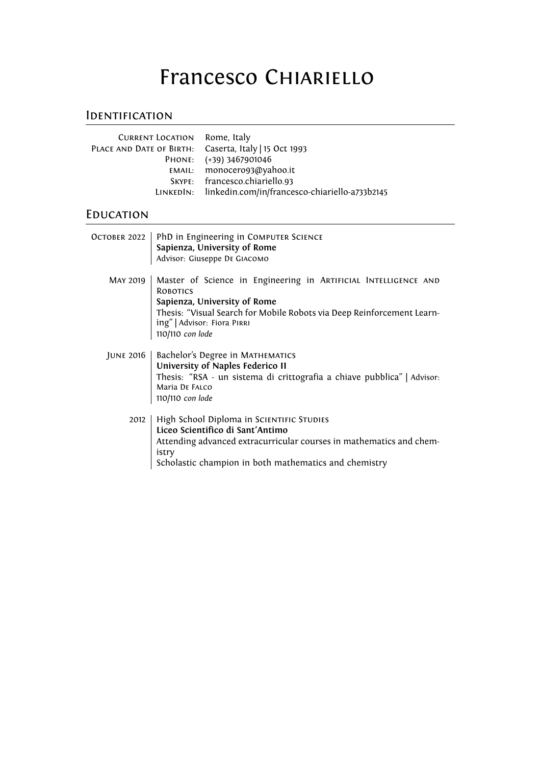# Francesco Chiariello

## Identification

| | |
|---|---|
| Current Location | Rome, Italy |
| Place and Date of Birth: | Caserta, Italy \| 15 Oct 1993 |
| Phone: | (+39) 3467901046 |
| email: | monocero93@yahoo.it |
| Skype: | francesco.chiariello.93 |
| LinkedIn: | linkedin.com/in/francesco-chiariello-a733b2145 |

## Education

**October 2022**
PhD in Engineering in Computer Science
**Sapienza, University of Rome**
Advisor: Giuseppe De Giacomo

**May 2019**
Master of Science in Engineering in Artificial Intelligence and Robotics
**Sapienza, University of Rome**
Thesis: "Visual Search for Mobile Robots via Deep Reinforcement Learning" | Advisor: Fiora Pirri
110/110 *con lode*

**June 2016**
Bachelor's Degree in Mathematics
**University of Naples Federico II**
Thesis: "RSA - un sistema di crittografia a chiave pubblica" | Advisor: Maria De Falco
110/110 *con lode*

**2012**
High School Diploma in Scientific Studies
**Liceo Scientifico di Sant'Antimo**
Attending advanced extracurricular courses in mathematics and chemistry
Scholastic champion in both mathematics and chemistry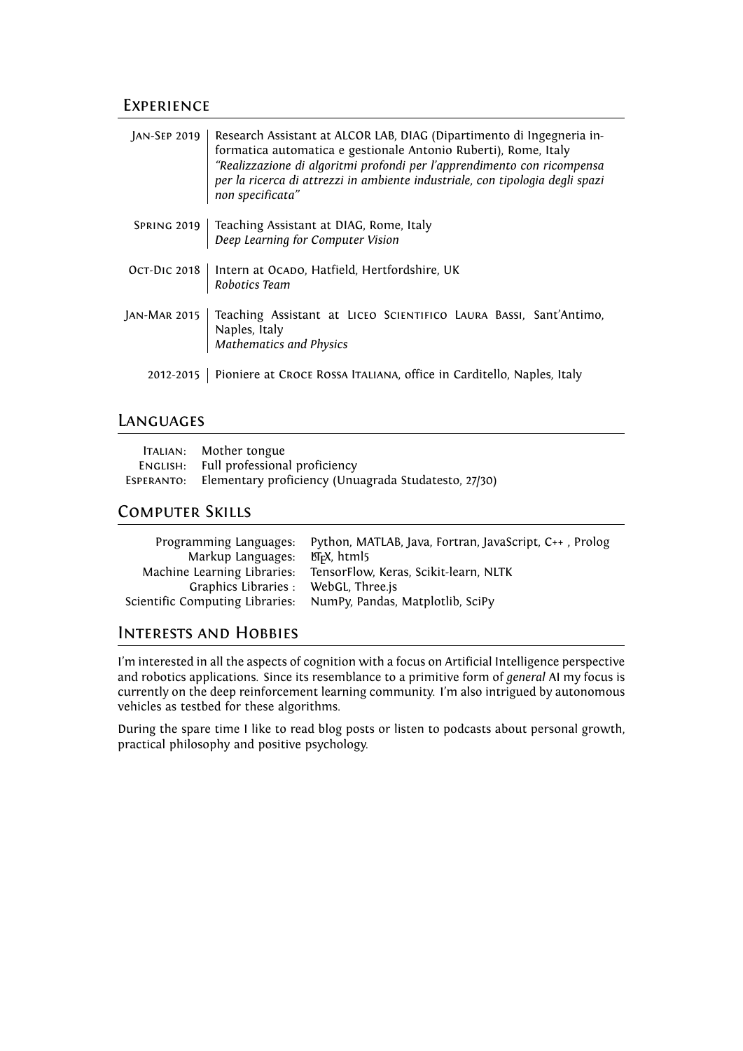## Experience

| | |
|---|---|
| Jan-Sep 2019 | Research Assistant at ALCOR LAB, DIAG (Dipartimento di Ingegneria informatica automatica e gestionale Antonio Ruberti), Rome, Italy<br>*"Realizzazione di algoritmi profondi per l'apprendimento con ricompensa per la ricerca di attrezzi in ambiente industriale, con tipologia degli spazi non specificata"* |
| Spring 2019 | Teaching Assistant at DIAG, Rome, Italy<br>*Deep Learning for Computer Vision* |
| Oct-Dic 2018 | Intern at Ocado, Hatfield, Hertfordshire, UK<br>*Robotics Team* |
| Jan-Mar 2015 | Teaching Assistant at Liceo Scientifico Laura Bassi, Sant'Antimo, Naples, Italy<br>*Mathematics and Physics* |
| 2012-2015 | Pioniere at Croce Rossa Italiana, office in Carditello, Naples, Italy |

## Languages

| | |
|---|---|
| Italian: | Mother tongue |
| English: | Full professional proficiency |
| Esperanto: | Elementary proficiency (Unuagrada Studatesto, 27/30) |

## Computer Skills

| | |
|---|---|
| Programming Languages: | Python, MATLAB, Java, Fortran, JavaScript, C++ , Prolog |
| Markup Languages: | LaTeX, html5 |
| Machine Learning Libraries: | TensorFlow, Keras, Scikit-learn, NLTK |
| Graphics Libraries : | WebGL, Three.js |
| Scientific Computing Libraries: | NumPy, Pandas, Matplotlib, SciPy |

## Interests and Hobbies

I'm interested in all the aspects of cognition with a focus on Artificial Intelligence perspective and robotics applications. Since its resemblance to a primitive form of *general* AI my focus is currently on the deep reinforcement learning community. I'm also intrigued by autonomous vehicles as testbed for these algorithms.

During the spare time I like to read blog posts or listen to podcasts about personal growth, practical philosophy and positive psychology.